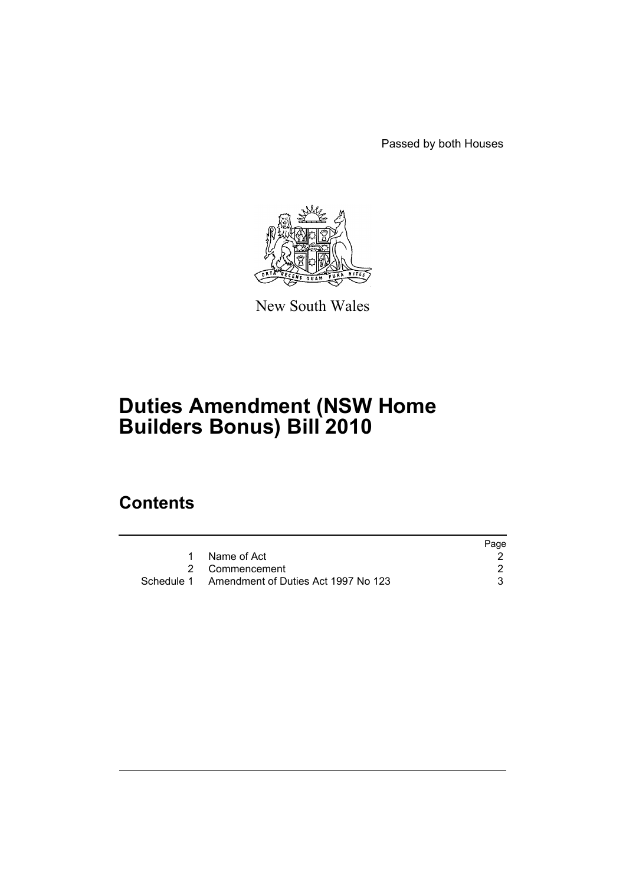Passed by both Houses

New South Wales

# Duties Amendment (NSW Home Builders Bonus) Bill 2010

## Contents

| | | Page |
|---|---|---|
| 1 | Name of Act | 2 |
| 2 | Commencement | 2 |
| Schedule 1 | Amendment of Duties Act 1997 No 123 | 3 |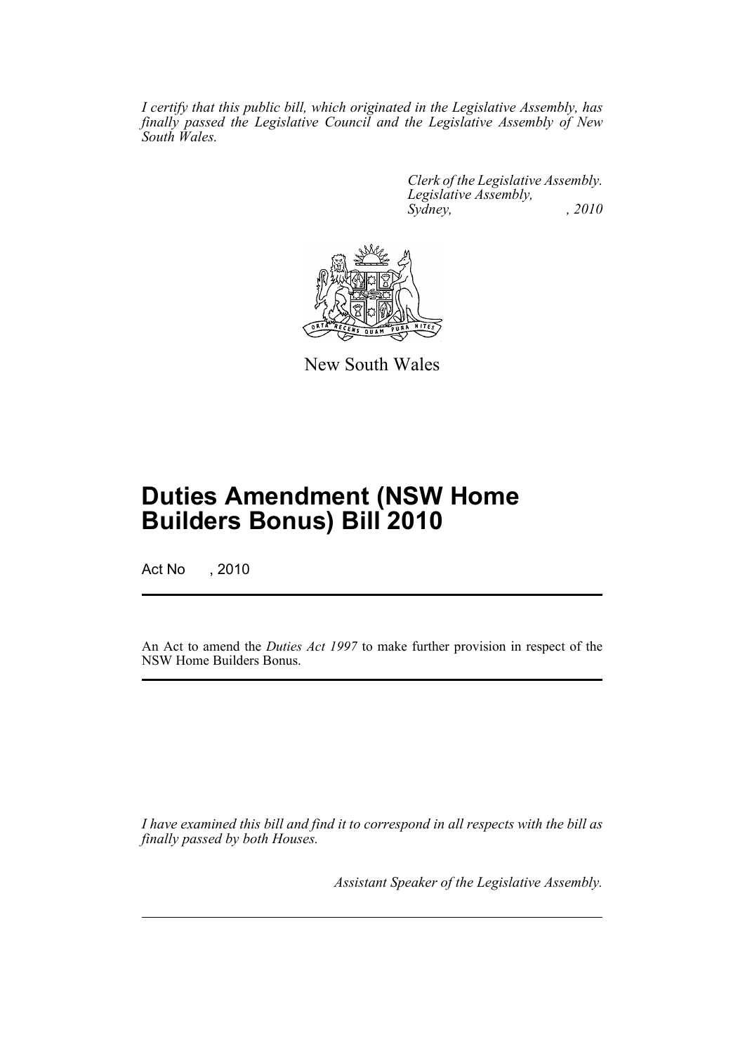*I certify that this public bill, which originated in the Legislative Assembly, has finally passed the Legislative Council and the Legislative Assembly of New South Wales.*

*Clerk of the Legislative Assembly.*
*Legislative Assembly,*
*Sydney, , 2010*

New South Wales

# Duties Amendment (NSW Home Builders Bonus) Bill 2010

Act No , 2010

An Act to amend the *Duties Act 1997* to make further provision in respect of the NSW Home Builders Bonus.

*I have examined this bill and find it to correspond in all respects with the bill as finally passed by both Houses.*

*Assistant Speaker of the Legislative Assembly.*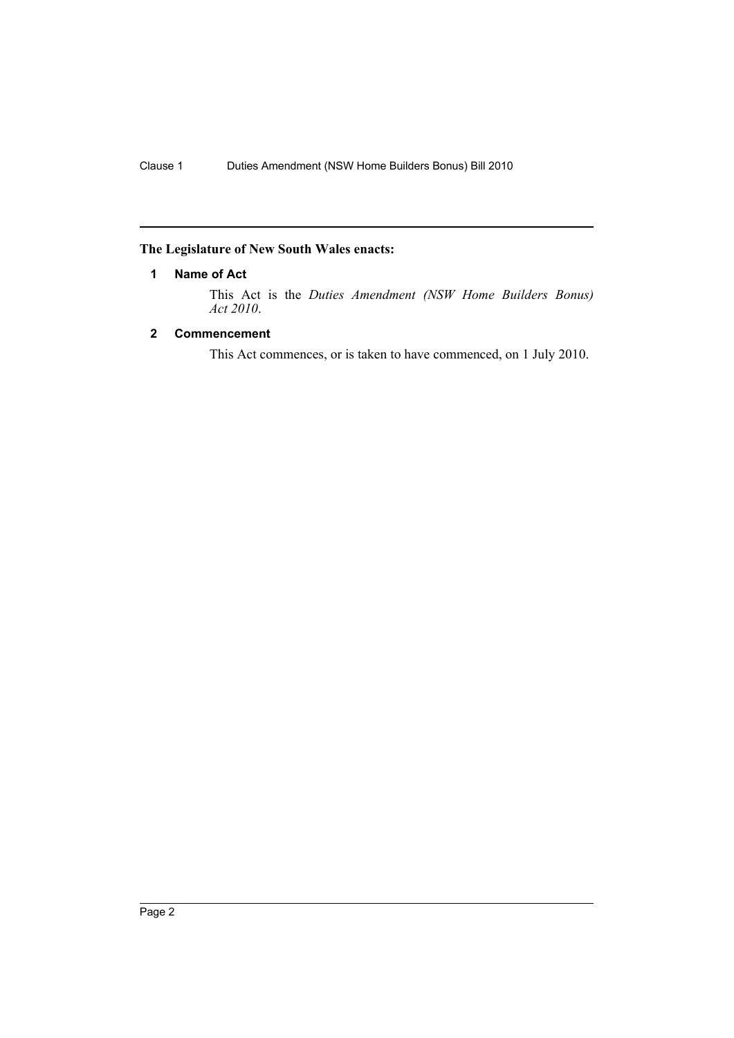**The Legislature of New South Wales enacts:**

## 1 Name of Act

This Act is the *Duties Amendment (NSW Home Builders Bonus) Act 2010*.

## 2 Commencement

This Act commences, or is taken to have commenced, on 1 July 2010.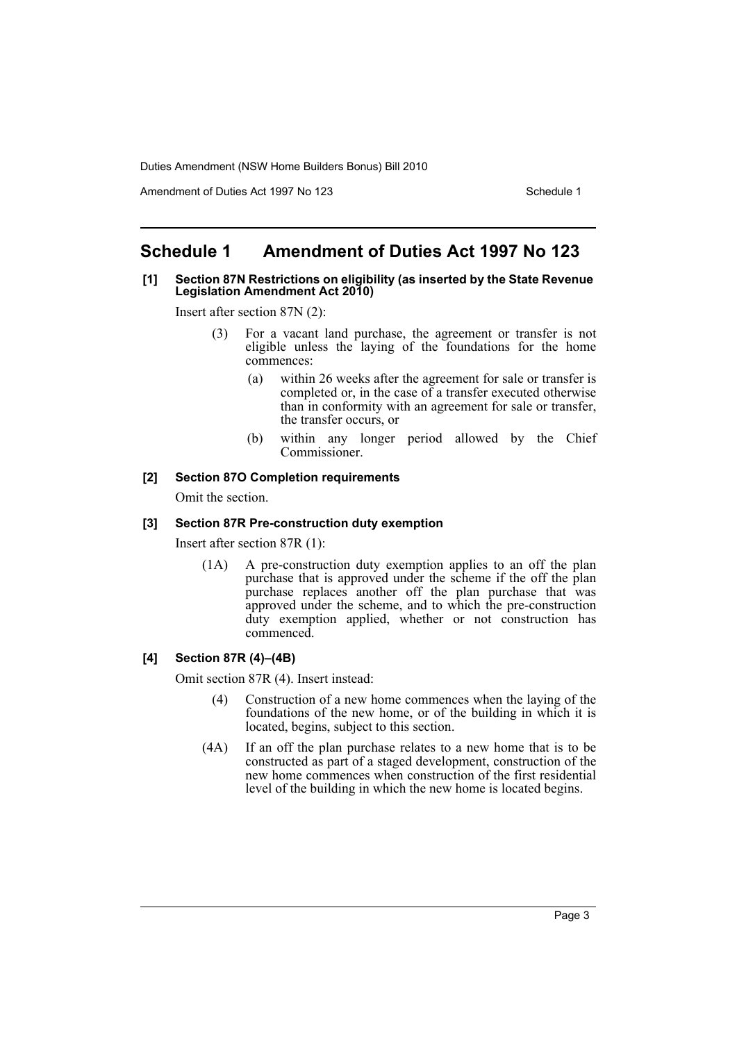# Schedule 1 Amendment of Duties Act 1997 No 123

**[1] Section 87N Restrictions on eligibility (as inserted by the State Revenue Legislation Amendment Act 2010)**

Insert after section 87N (2):

> (3) For a vacant land purchase, the agreement or transfer is not eligible unless the laying of the foundations for the home commences:
>
> (a) within 26 weeks after the agreement for sale or transfer is completed or, in the case of a transfer executed otherwise than in conformity with an agreement for sale or transfer, the transfer occurs, or
>
> (b) within any longer period allowed by the Chief Commissioner.

**[2] Section 87O Completion requirements**

Omit the section.

**[3] Section 87R Pre-construction duty exemption**

Insert after section 87R (1):

> (1A) A pre-construction duty exemption applies to an off the plan purchase that is approved under the scheme if the off the plan purchase replaces another off the plan purchase that was approved under the scheme, and to which the pre-construction duty exemption applied, whether or not construction has commenced.

**[4] Section 87R (4)–(4B)**

Omit section 87R (4). Insert instead:

> (4) Construction of a new home commences when the laying of the foundations of the new home, or of the building in which it is located, begins, subject to this section.
>
> (4A) If an off the plan purchase relates to a new home that is to be constructed as part of a staged development, construction of the new home commences when construction of the first residential level of the building in which the new home is located begins.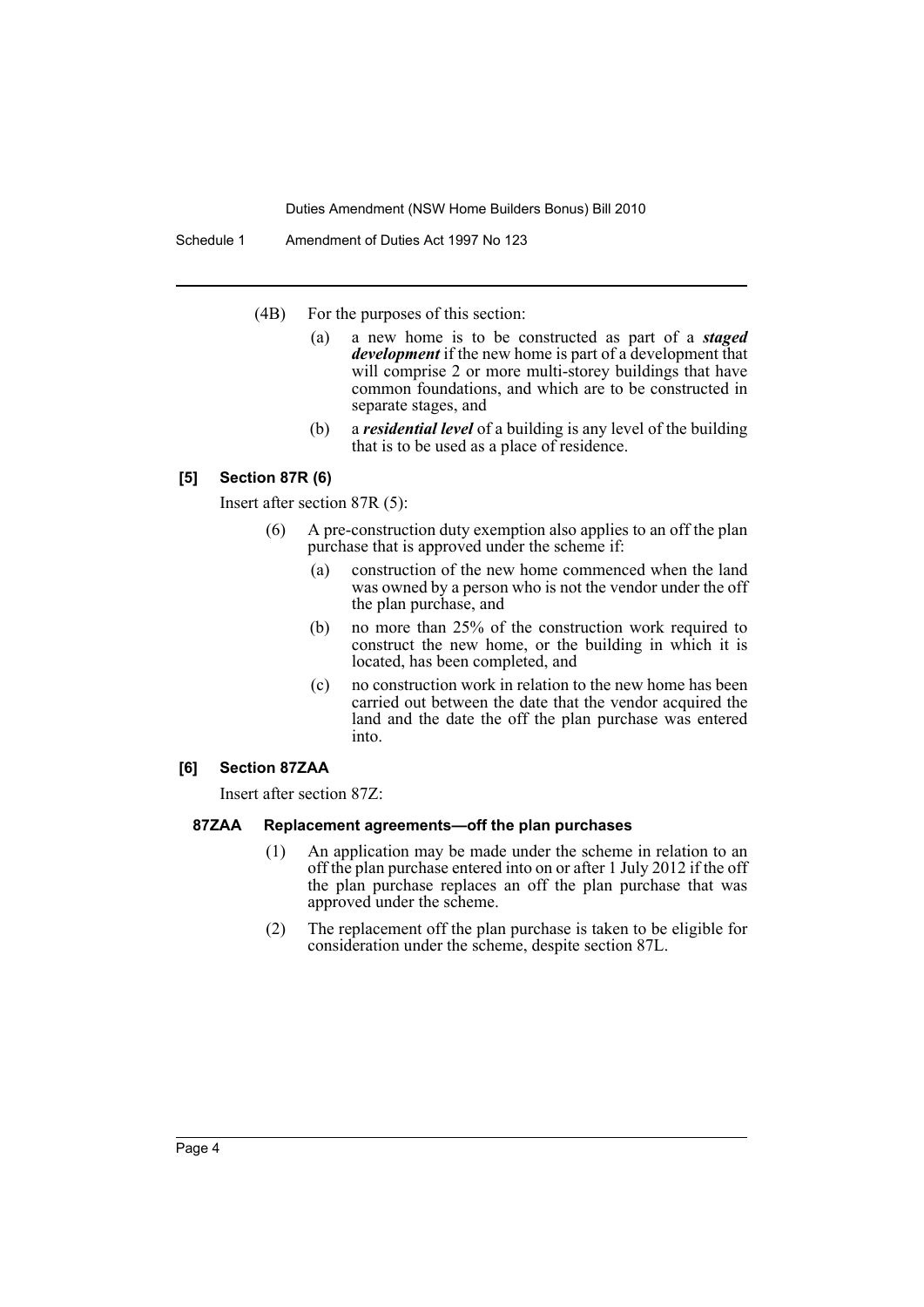(4B) For the purposes of this section:

(a) a new home is to be constructed as part of a ***staged development*** if the new home is part of a development that will comprise 2 or more multi-storey buildings that have common foundations, and which are to be constructed in separate stages, and

(b) a ***residential level*** of a building is any level of the building that is to be used as a place of residence.

### [5] Section 87R (6)

Insert after section 87R (5):

(6) A pre-construction duty exemption also applies to an off the plan purchase that is approved under the scheme if:

(a) construction of the new home commenced when the land was owned by a person who is not the vendor under the off the plan purchase, and

(b) no more than 25% of the construction work required to construct the new home, or the building in which it is located, has been completed, and

(c) no construction work in relation to the new home has been carried out between the date that the vendor acquired the land and the date the off the plan purchase was entered into.

### [6] Section 87ZAA

Insert after section 87Z:

#### 87ZAA Replacement agreements—off the plan purchases

(1) An application may be made under the scheme in relation to an off the plan purchase entered into on or after 1 July 2012 if the off the plan purchase replaces an off the plan purchase that was approved under the scheme.

(2) The replacement off the plan purchase is taken to be eligible for consideration under the scheme, despite section 87L.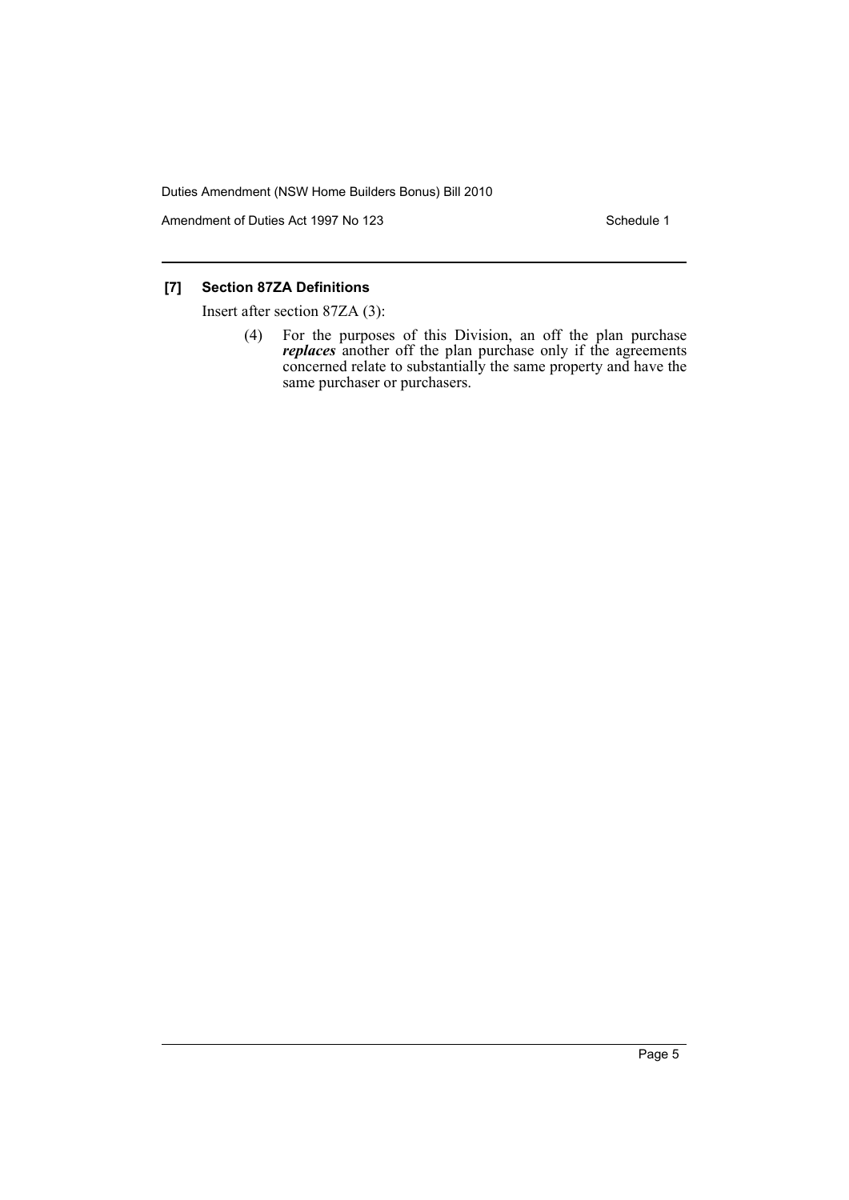**[7] Section 87ZA Definitions**

Insert after section 87ZA (3):

(4) For the purposes of this Division, an off the plan purchase ***replaces*** another off the plan purchase only if the agreements concerned relate to substantially the same property and have the same purchaser or purchasers.